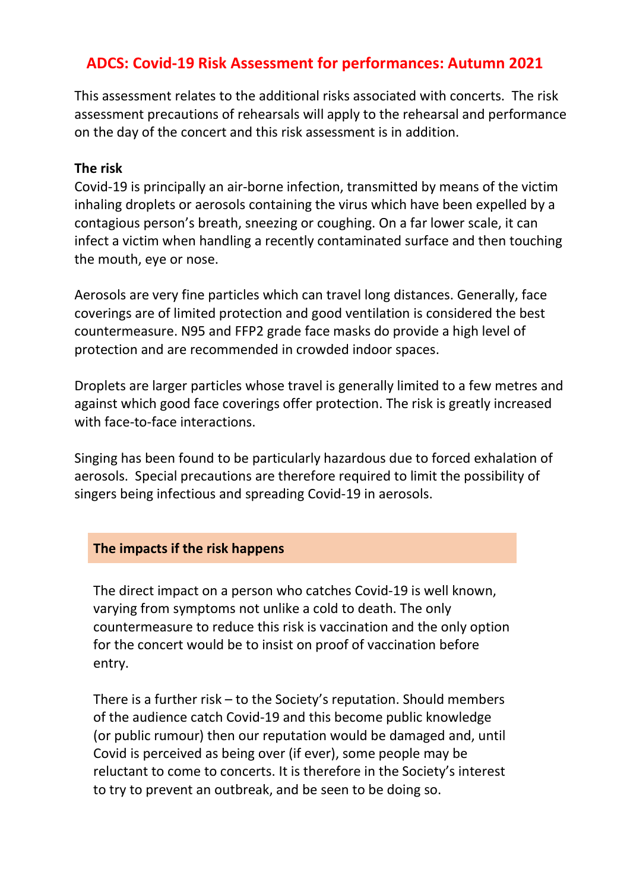# ADCS: Covid-19 Risk Assessment for performances: Autumn 2021

This assessment relates to the additional risks associated with concerts. The risk assessment precautions of rehearsals will apply to the rehearsal and performance on the day of the concert and this risk assessment is in addition.

**The risk**

Covid-19 is principally an air-borne infection, transmitted by means of the victim inhaling droplets or aerosols containing the virus which have been expelled by a contagious person's breath, sneezing or coughing. On a far lower scale, it can infect a victim when handling a recently contaminated surface and then touching the mouth, eye or nose.

Aerosols are very fine particles which can travel long distances. Generally, face coverings are of limited protection and good ventilation is considered the best countermeasure. N95 and FFP2 grade face masks do provide a high level of protection and are recommended in crowded indoor spaces.

Droplets are larger particles whose travel is generally limited to a few metres and against which good face coverings offer protection. The risk is greatly increased with face-to-face interactions.

Singing has been found to be particularly hazardous due to forced exhalation of aerosols. Special precautions are therefore required to limit the possibility of singers being infectious and spreading Covid-19 in aerosols.

## The impacts if the risk happens

The direct impact on a person who catches Covid-19 is well known, varying from symptoms not unlike a cold to death. The only countermeasure to reduce this risk is vaccination and the only option for the concert would be to insist on proof of vaccination before entry.

There is a further risk – to the Society's reputation. Should members of the audience catch Covid-19 and this become public knowledge (or public rumour) then our reputation would be damaged and, until Covid is perceived as being over (if ever), some people may be reluctant to come to concerts. It is therefore in the Society's interest to try to prevent an outbreak, and be seen to be doing so.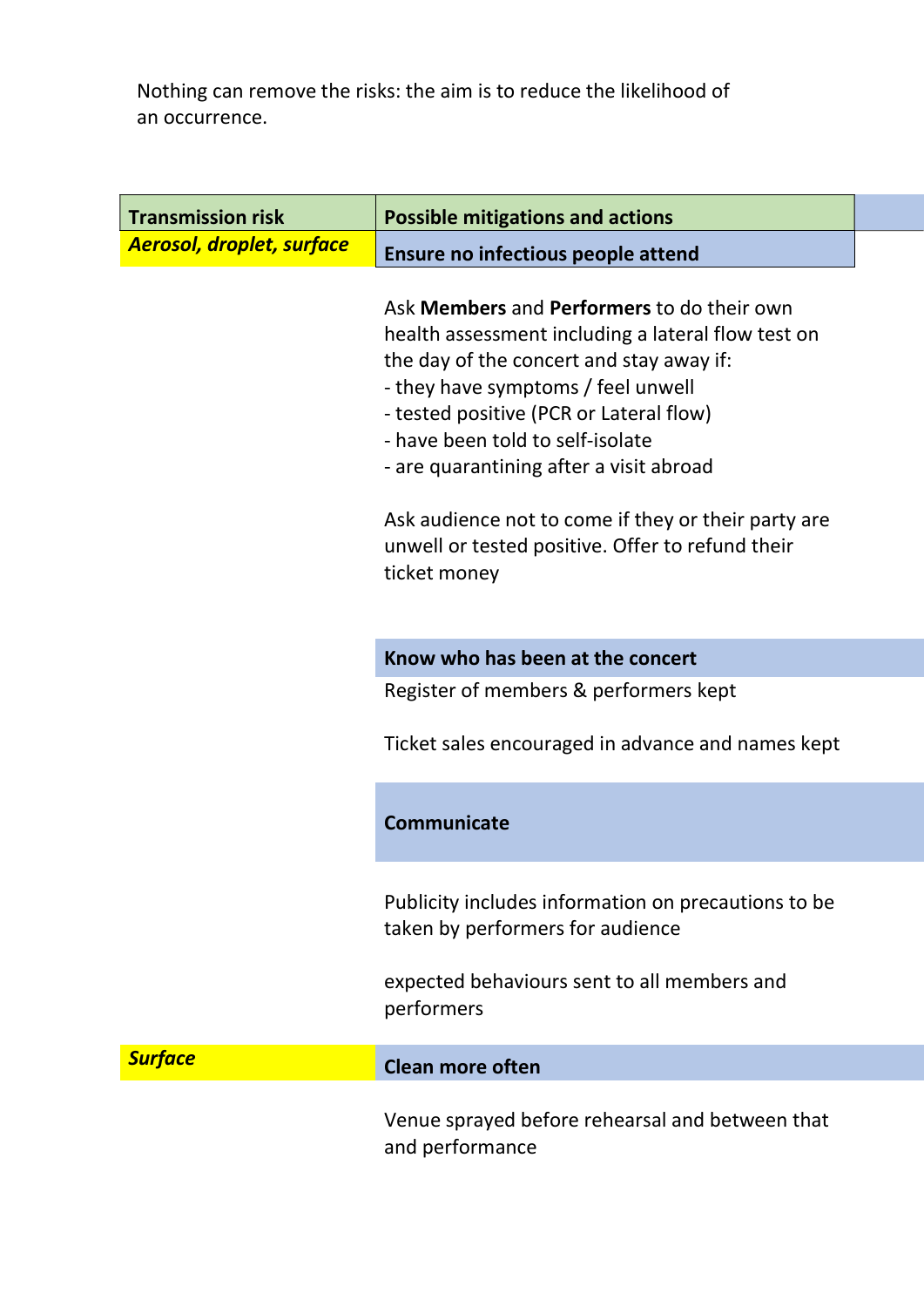Nothing can remove the risks: the aim is to reduce the likelihood of an occurrence.

| Transmission risk | Possible mitigations and actions |
| --- | --- |
| ***Aerosol, droplet, surface*** | **Ensure no infectious people attend** |
| | Ask **Members** and **Performers** to do their own health assessment including a lateral flow test on the day of the concert and stay away if:<br>- they have symptoms / feel unwell<br>- tested positive (PCR or Lateral flow)<br>- have been told to self-isolate<br>- are quarantining after a visit abroad<br><br>Ask audience not to come if they or their party are unwell or tested positive. Offer to refund their ticket money |
| | **Know who has been at the concert** |
| | Register of members & performers kept<br><br>Ticket sales encouraged in advance and names kept |
| | **Communicate** |
| | Publicity includes information on precautions to be taken by performers for audience<br><br>expected behaviours sent to all members and performers |
| ***Surface*** | **Clean more often** |
| | Venue sprayed before rehearsal and between that and performance |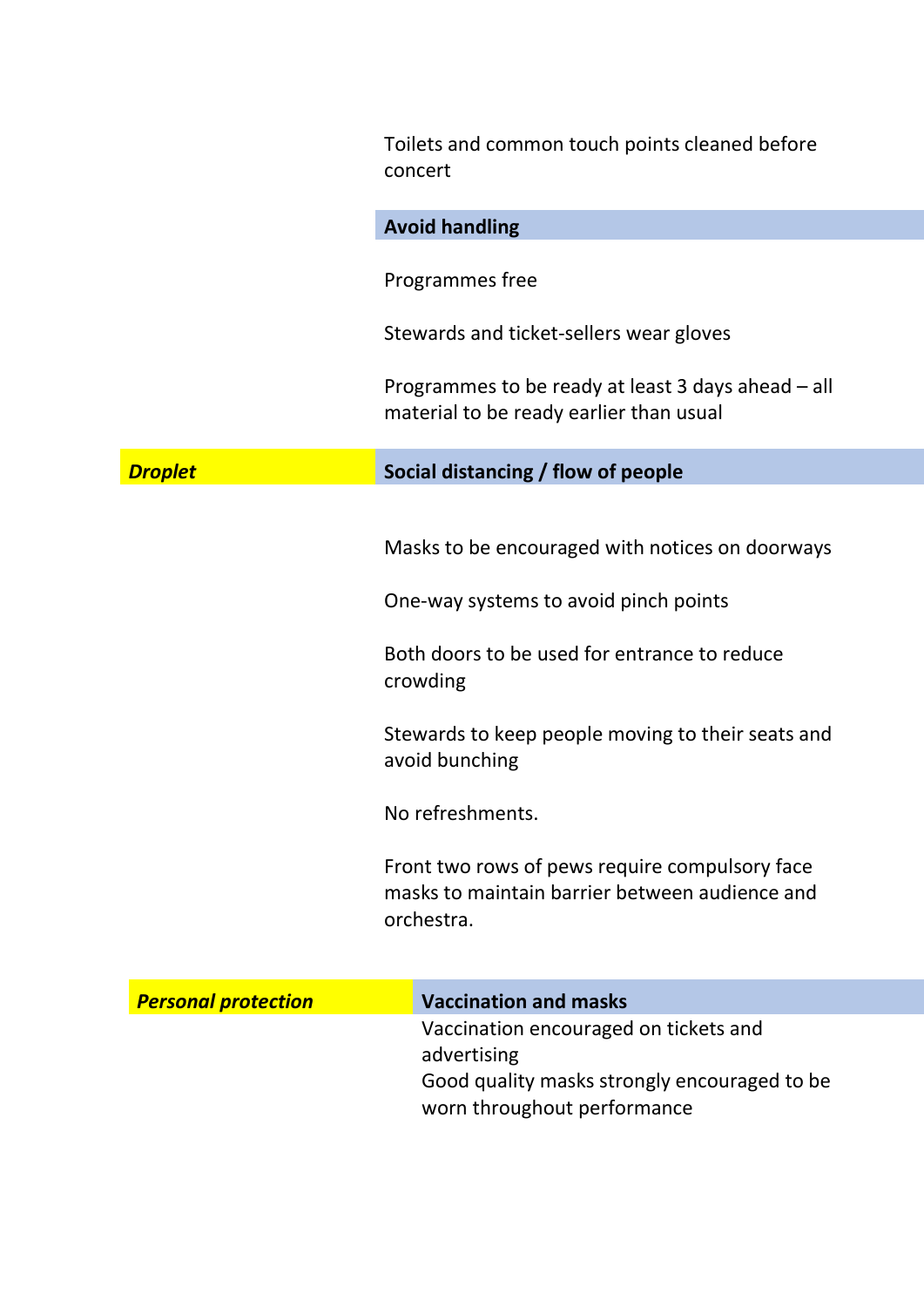| | |
|---|---|
| | Toilets and common touch points cleaned before concert |
| | **Avoid handling** |
| | Programmes free |
| | Stewards and ticket-sellers wear gloves |
| | Programmes to be ready at least 3 days ahead – all material to be ready earlier than usual |
| ***Droplet*** | **Social distancing / flow of people** |
| | Masks to be encouraged with notices on doorways |
| | One-way systems to avoid pinch points |
| | Both doors to be used for entrance to reduce crowding |
| | Stewards to keep people moving to their seats and avoid bunching |
| | No refreshments. |
| | Front two rows of pews require compulsory face masks to maintain barrier between audience and orchestra. |

| | |
|---|---|
| ***Personal protection*** | **Vaccination and masks** |
| | Vaccination encouraged on tickets and advertising<br>Good quality masks strongly encouraged to be worn throughout performance |